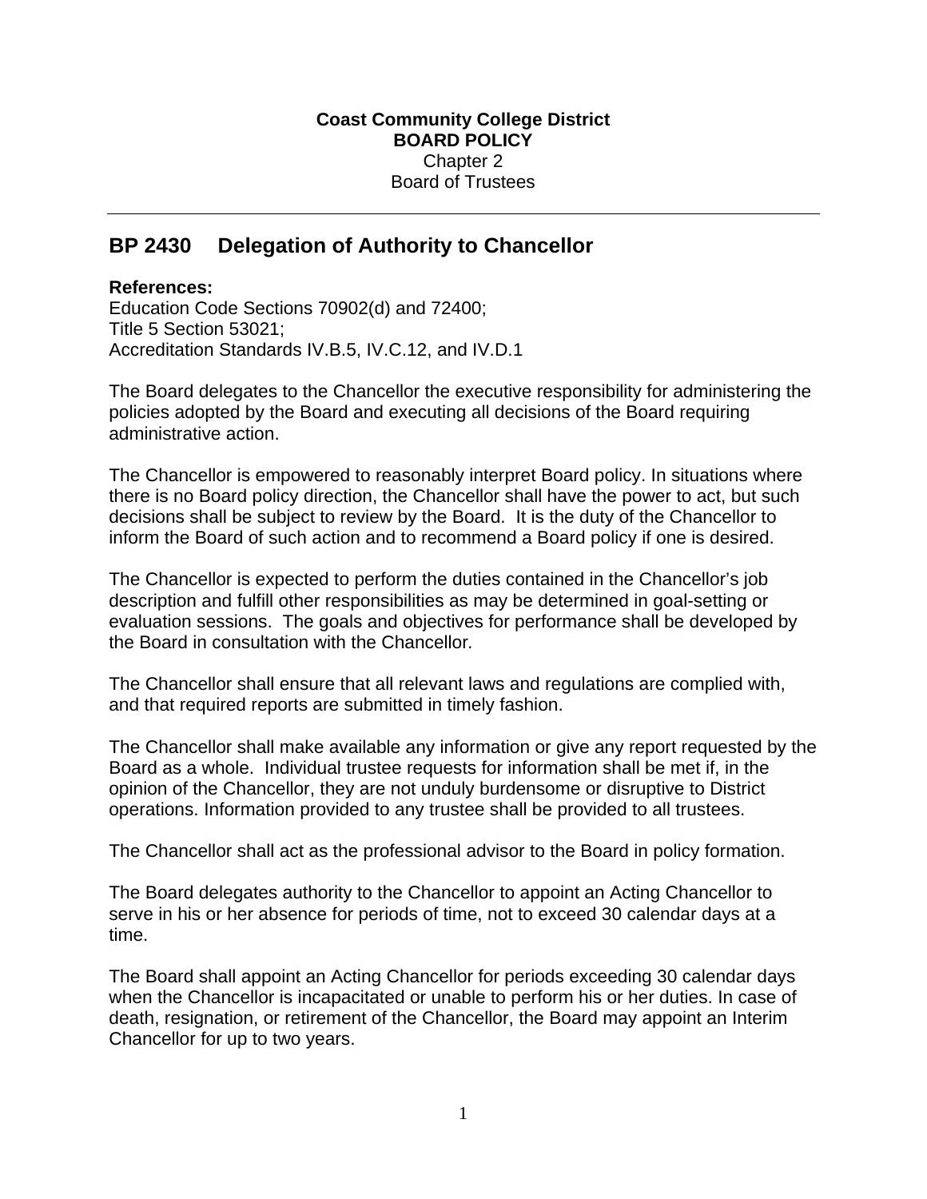**Coast Community College District**
**BOARD POLICY**
Chapter 2
Board of Trustees

---

## BP 2430 Delegation of Authority to Chancellor

**References:**
Education Code Sections 70902(d) and 72400;
Title 5 Section 53021;
Accreditation Standards IV.B.5, IV.C.12, and IV.D.1

The Board delegates to the Chancellor the executive responsibility for administering the policies adopted by the Board and executing all decisions of the Board requiring administrative action.

The Chancellor is empowered to reasonably interpret Board policy. In situations where there is no Board policy direction, the Chancellor shall have the power to act, but such decisions shall be subject to review by the Board. It is the duty of the Chancellor to inform the Board of such action and to recommend a Board policy if one is desired.

The Chancellor is expected to perform the duties contained in the Chancellor's job description and fulfill other responsibilities as may be determined in goal-setting or evaluation sessions. The goals and objectives for performance shall be developed by the Board in consultation with the Chancellor.

The Chancellor shall ensure that all relevant laws and regulations are complied with, and that required reports are submitted in timely fashion.

The Chancellor shall make available any information or give any report requested by the Board as a whole. Individual trustee requests for information shall be met if, in the opinion of the Chancellor, they are not unduly burdensome or disruptive to District operations. Information provided to any trustee shall be provided to all trustees.

The Chancellor shall act as the professional advisor to the Board in policy formation.

The Board delegates authority to the Chancellor to appoint an Acting Chancellor to serve in his or her absence for periods of time, not to exceed 30 calendar days at a time.

The Board shall appoint an Acting Chancellor for periods exceeding 30 calendar days when the Chancellor is incapacitated or unable to perform his or her duties. In case of death, resignation, or retirement of the Chancellor, the Board may appoint an Interim Chancellor for up to two years.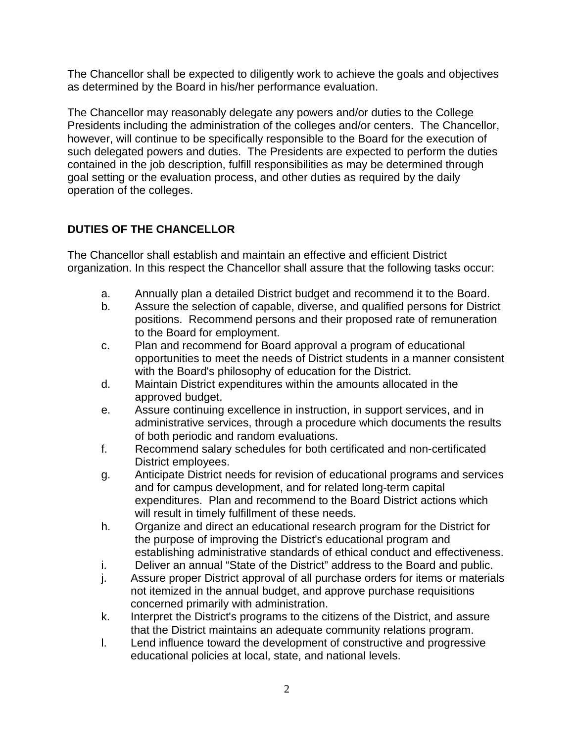The Chancellor shall be expected to diligently work to achieve the goals and objectives as determined by the Board in his/her performance evaluation.

The Chancellor may reasonably delegate any powers and/or duties to the College Presidents including the administration of the colleges and/or centers. The Chancellor, however, will continue to be specifically responsible to the Board for the execution of such delegated powers and duties. The Presidents are expected to perform the duties contained in the job description, fulfill responsibilities as may be determined through goal setting or the evaluation process, and other duties as required by the daily operation of the colleges.

## DUTIES OF THE CHANCELLOR

The Chancellor shall establish and maintain an effective and efficient District organization. In this respect the Chancellor shall assure that the following tasks occur:

a. Annually plan a detailed District budget and recommend it to the Board.
b. Assure the selection of capable, diverse, and qualified persons for District positions. Recommend persons and their proposed rate of remuneration to the Board for employment.
c. Plan and recommend for Board approval a program of educational opportunities to meet the needs of District students in a manner consistent with the Board's philosophy of education for the District.
d. Maintain District expenditures within the amounts allocated in the approved budget.
e. Assure continuing excellence in instruction, in support services, and in administrative services, through a procedure which documents the results of both periodic and random evaluations.
f. Recommend salary schedules for both certificated and non-certificated District employees.
g. Anticipate District needs for revision of educational programs and services and for campus development, and for related long-term capital expenditures. Plan and recommend to the Board District actions which will result in timely fulfillment of these needs.
h. Organize and direct an educational research program for the District for the purpose of improving the District's educational program and establishing administrative standards of ethical conduct and effectiveness.
i. Deliver an annual "State of the District" address to the Board and public.
j. Assure proper District approval of all purchase orders for items or materials not itemized in the annual budget, and approve purchase requisitions concerned primarily with administration.
k. Interpret the District's programs to the citizens of the District, and assure that the District maintains an adequate community relations program.
l. Lend influence toward the development of constructive and progressive educational policies at local, state, and national levels.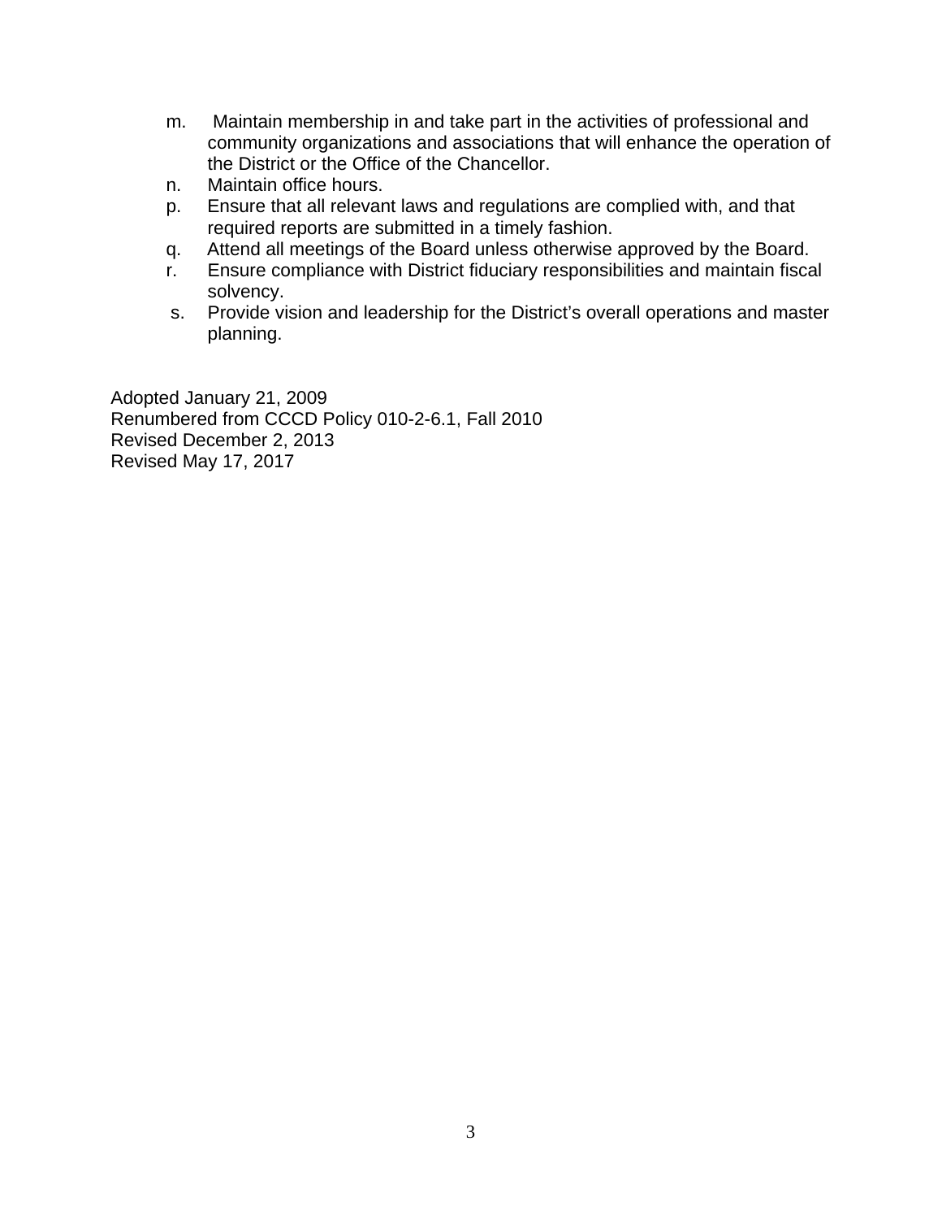m. Maintain membership in and take part in the activities of professional and community organizations and associations that will enhance the operation of the District or the Office of the Chancellor.

n. Maintain office hours.

p. Ensure that all relevant laws and regulations are complied with, and that required reports are submitted in a timely fashion.

q. Attend all meetings of the Board unless otherwise approved by the Board.

r. Ensure compliance with District fiduciary responsibilities and maintain fiscal solvency.

s. Provide vision and leadership for the District's overall operations and master planning.

Adopted January 21, 2009
Renumbered from CCCD Policy 010-2-6.1, Fall 2010
Revised December 2, 2013
Revised May 17, 2017